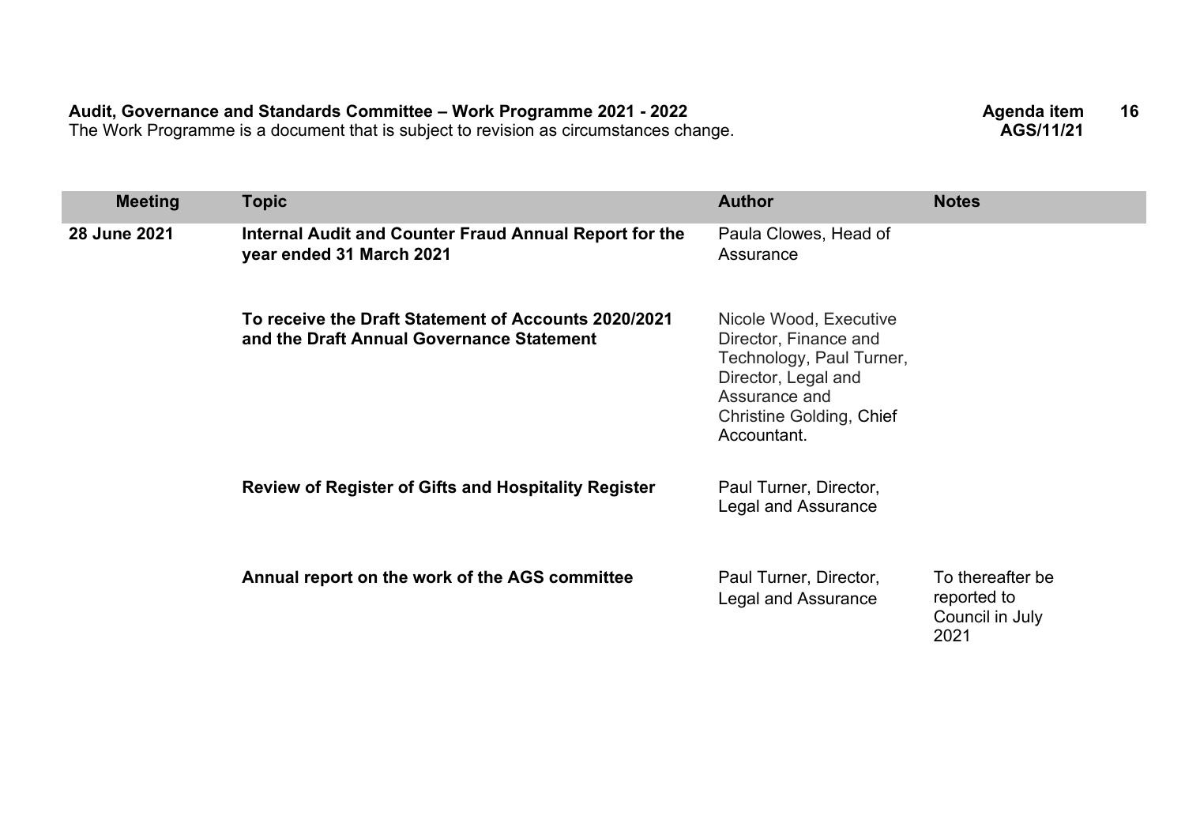**Audit, Governance and Standards Committee – Work Programme 2021 - 2022**

The Work Programme is a document that is subject to revision as circumstances change.

**Agenda item 16**
**AGS/11/21**

| Meeting | Topic | Author | Notes |
|---|---|---|---|
| **28 June 2021** | **Internal Audit and Counter Fraud Annual Report for the year ended 31 March 2021** | Paula Clowes, Head of Assurance | |
| | **To receive the Draft Statement of Accounts 2020/2021 and the Draft Annual Governance Statement** | Nicole Wood, Executive Director, Finance and Technology, Paul Turner, Director, Legal and Assurance and Christine Golding, Chief Accountant. | |
| | **Review of Register of Gifts and Hospitality Register** | Paul Turner, Director, Legal and Assurance | |
| | **Annual report on the work of the AGS committee** | Paul Turner, Director, Legal and Assurance | To thereafter be reported to Council in July 2021 |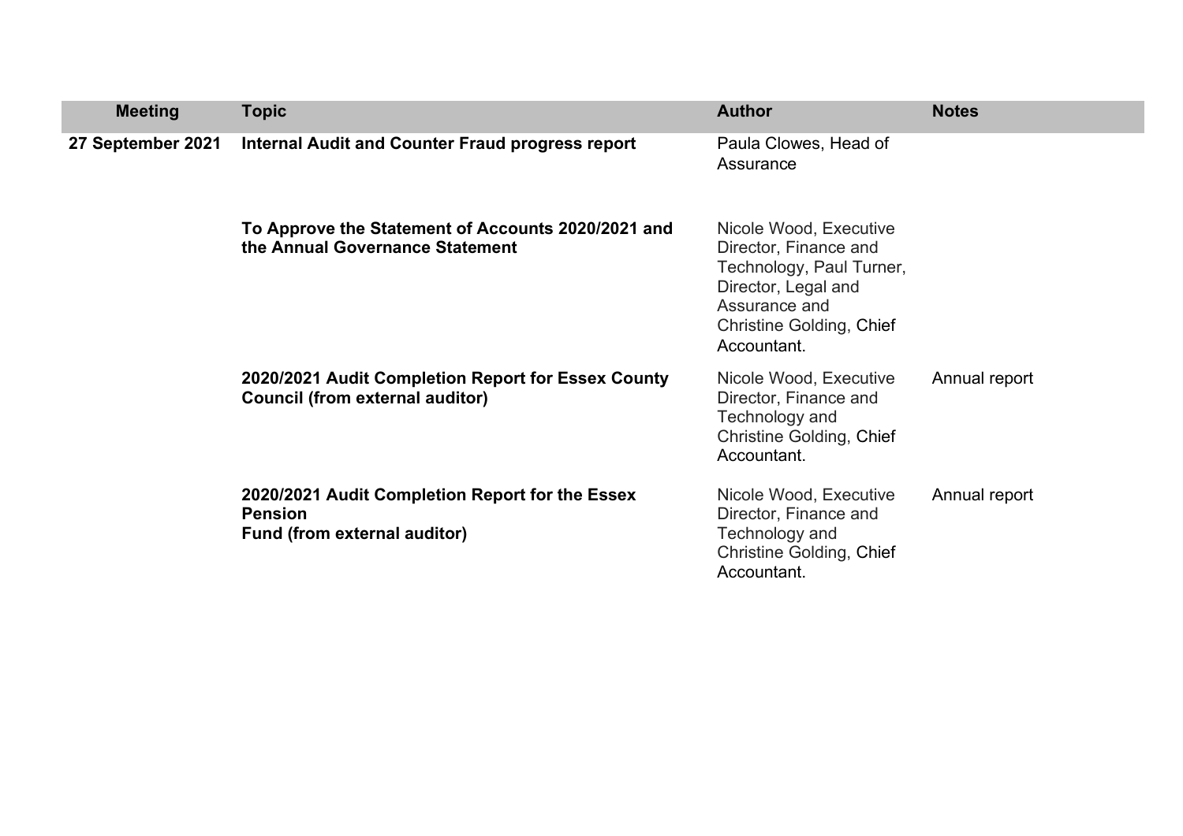| Meeting | Topic | Author | Notes |
| --- | --- | --- | --- |
| **27 September 2021** | **Internal Audit and Counter Fraud progress report** | Paula Clowes, Head of Assurance | |
| | **To Approve the Statement of Accounts 2020/2021 and the Annual Governance Statement** | Nicole Wood, Executive Director, Finance and Technology, Paul Turner, Director, Legal and Assurance and Christine Golding, Chief Accountant. | |
| | **2020/2021 Audit Completion Report for Essex County Council (from external auditor)** | Nicole Wood, Executive Director, Finance and Technology and Christine Golding, Chief Accountant. | Annual report |
| | **2020/2021 Audit Completion Report for the Essex Pension Fund (from external auditor)** | Nicole Wood, Executive Director, Finance and Technology and Christine Golding, Chief Accountant. | Annual report |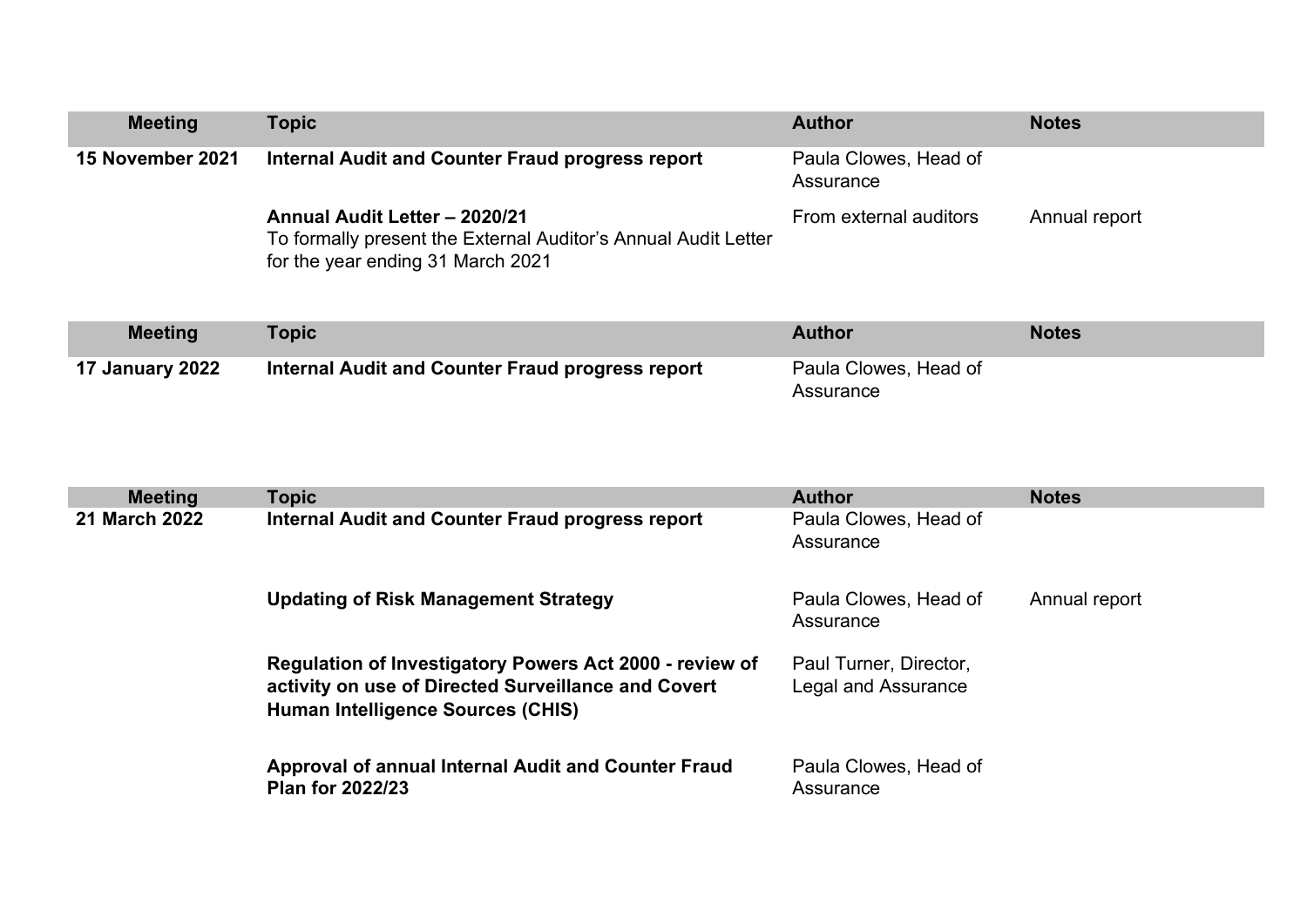| Meeting | Topic | Author | Notes |
|---|---|---|---|
| **15 November 2021** | **Internal Audit and Counter Fraud progress report** | Paula Clowes, Head of Assurance | |
| | **Annual Audit Letter – 2020/21** To formally present the External Auditor's Annual Audit Letter for the year ending 31 March 2021 | From external auditors | Annual report |

| Meeting | Topic | Author | Notes |
|---|---|---|---|
| **17 January 2022** | **Internal Audit and Counter Fraud progress report** | Paula Clowes, Head of Assurance | |

| Meeting | Topic | Author | Notes |
|---|---|---|---|
| **21 March 2022** | **Internal Audit and Counter Fraud progress report** | Paula Clowes, Head of Assurance | |
| | **Updating of Risk Management Strategy** | Paula Clowes, Head of Assurance | Annual report |
| | **Regulation of Investigatory Powers Act 2000 - review of activity on use of Directed Surveillance and Covert Human Intelligence Sources (CHIS)** | Paul Turner, Director, Legal and Assurance | |
| | **Approval of annual Internal Audit and Counter Fraud Plan for 2022/23** | Paula Clowes, Head of Assurance | |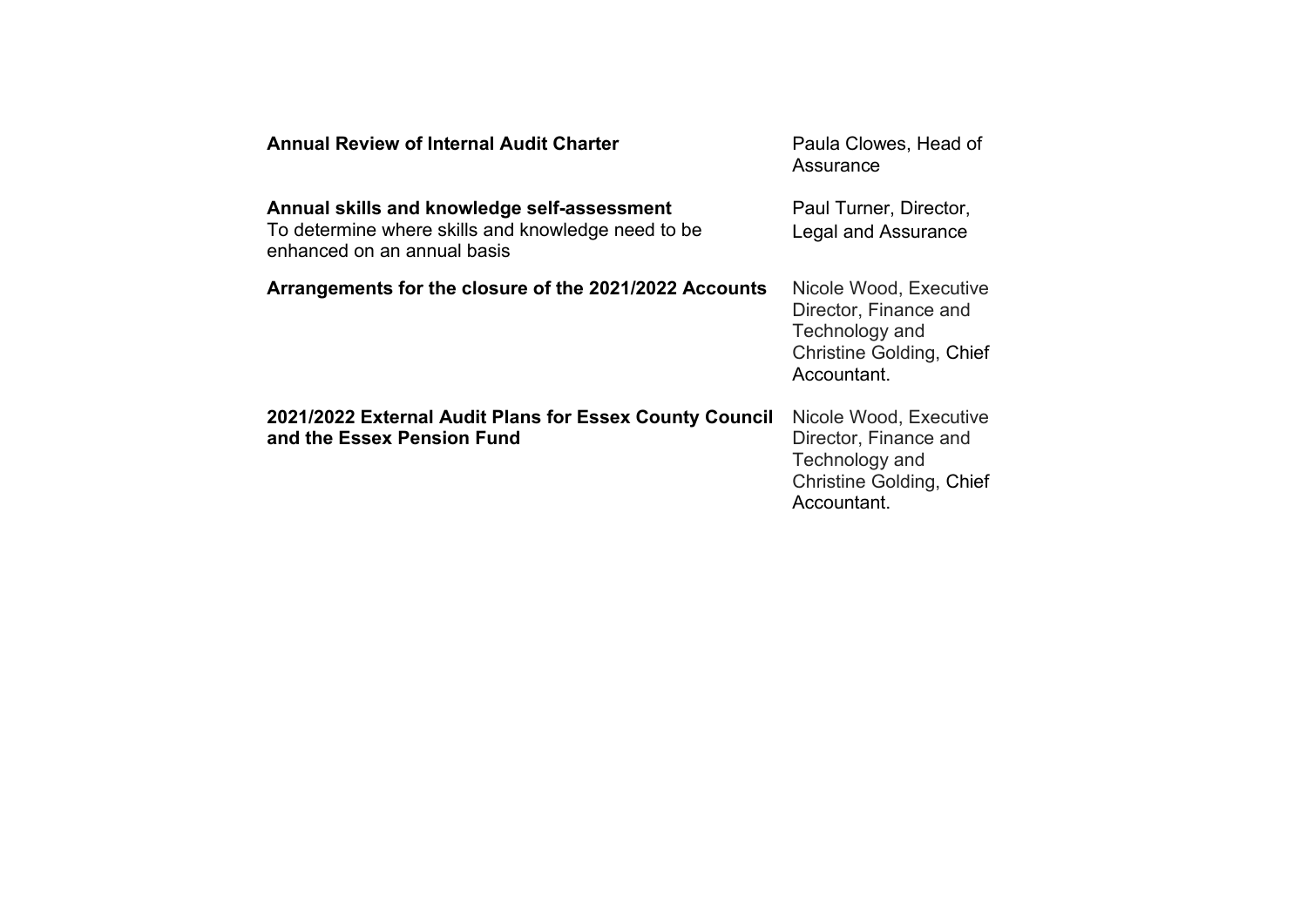| | |
|---|---|
| **Annual Review of Internal Audit Charter** | Paula Clowes, Head of Assurance |
| **Annual skills and knowledge self-assessment**<br>To determine where skills and knowledge need to be enhanced on an annual basis | Paul Turner, Director, Legal and Assurance |
| **Arrangements for the closure of the 2021/2022 Accounts** | Nicole Wood, Executive Director, Finance and Technology and Christine Golding, Chief Accountant. |
| **2021/2022 External Audit Plans for Essex County Council and the Essex Pension Fund** | Nicole Wood, Executive Director, Finance and Technology and Christine Golding, Chief Accountant. |